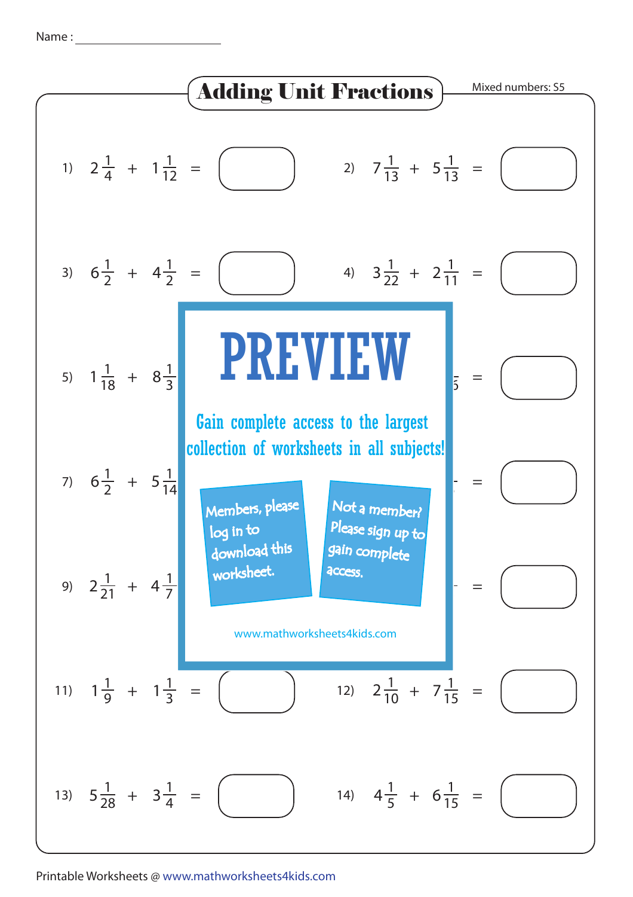Name : ______________________

# Adding Unit Fractions

Mixed numbers: S5

1) $2\frac{1}{4} + 1\frac{1}{12} =$ ☐

2) $7\frac{1}{13} + 5\frac{1}{13} =$ ☐

3) $6\frac{1}{2} + 4\frac{1}{2} =$ ☐

4) $3\frac{1}{22} + 2\frac{1}{11} =$ ☐

5) $1\frac{1}{18} + 8\frac{1}{3}$

=

7) $6\frac{1}{2} + 5\frac{1}{14}$

=

9) $2\frac{1}{21} + 4\frac{1}{7}$

=

**PREVIEW**

Gain complete access to the largest collection of worksheets in all subjects!

Members, please log in to download this worksheet.

Not a member? Please sign up to gain complete access.

www.mathworksheets4kids.com

11) $1\frac{1}{9} + 1\frac{1}{3} =$ ☐

12) $2\frac{1}{10} + 7\frac{1}{15} =$ ☐

13) $5\frac{1}{28} + 3\frac{1}{4} =$ ☐

14) $4\frac{1}{5} + 6\frac{1}{15} =$ ☐

Printable Worksheets @ www.mathworksheets4kids.com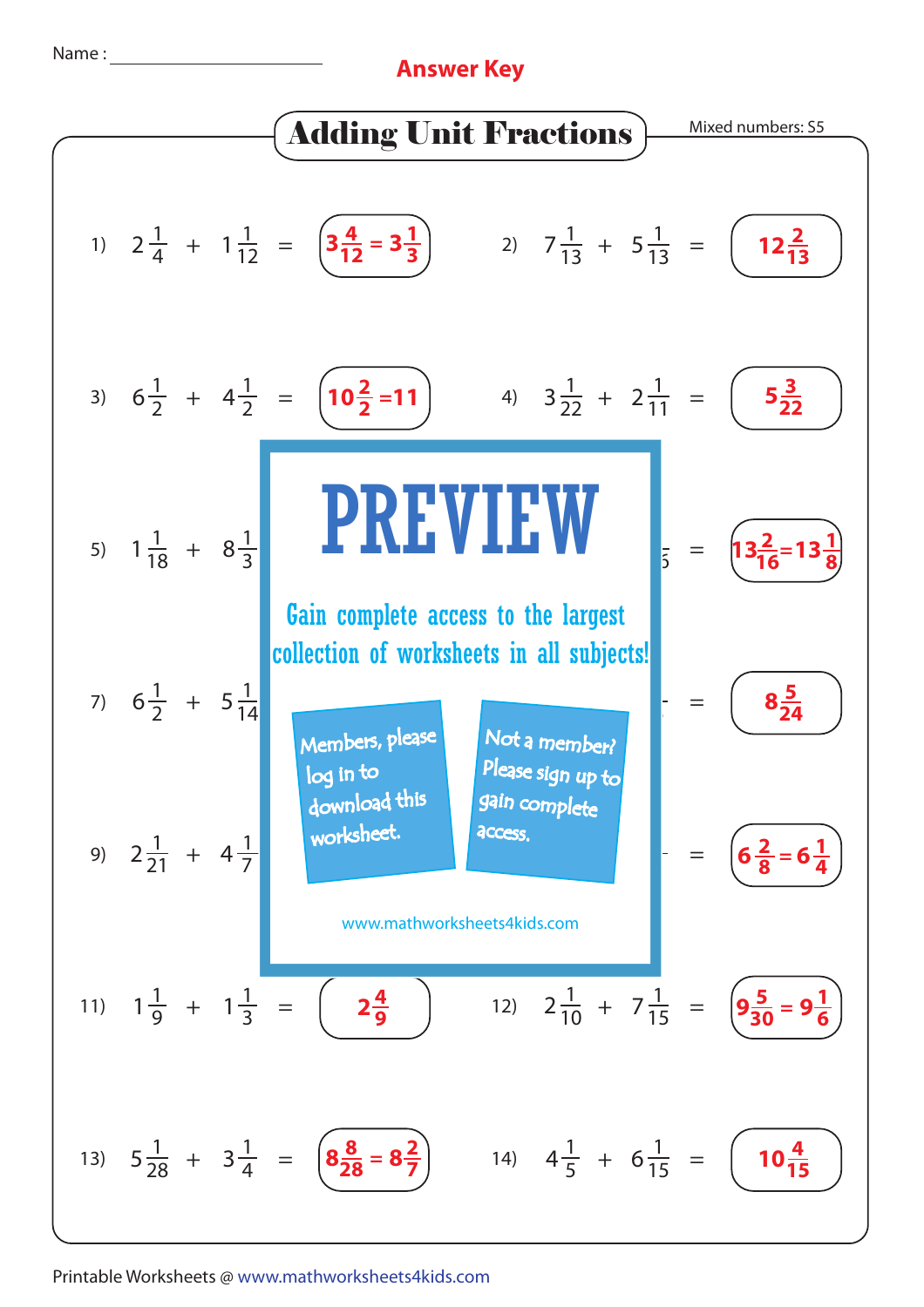Name : ______________________

**Answer Key**

# Adding Unit Fractions

Mixed numbers: S5

1) $2\frac{1}{4} + 1\frac{1}{12} =$ **$3\frac{4}{12} = 3\frac{1}{3}$**

2) $7\frac{1}{13} + 5\frac{1}{13} =$ **$12\frac{2}{13}$**

3) $6\frac{1}{2} + 4\frac{1}{2} =$ **$10\frac{2}{2} = 11$**

4) $3\frac{1}{22} + 2\frac{1}{11} =$ **$5\frac{3}{22}$**

5) $1\frac{1}{18} + 8\frac{1}{3}$

6) **$13\frac{2}{16} = 13\frac{1}{8}$**

7) $6\frac{1}{2} + 5\frac{1}{14}$

8) **$8\frac{5}{24}$**

9) $2\frac{1}{21} + 4\frac{1}{7}$

10) **$6\frac{2}{8} = 6\frac{1}{4}$**

**PREVIEW**

Gain complete access to the largest collection of worksheets in all subjects!

Members, please log in to download this worksheet.

Not a member? Please sign up to gain complete access.

www.mathworksheets4kids.com

11) $1\frac{1}{9} + 1\frac{1}{3} =$ **$2\frac{4}{9}$**

12) $2\frac{1}{10} + 7\frac{1}{15} =$ **$9\frac{5}{30} = 9\frac{1}{6}$**

13) $5\frac{1}{28} + 3\frac{1}{4} =$ **$8\frac{8}{28} = 8\frac{2}{7}$**

14) $4\frac{1}{5} + 6\frac{1}{15} =$ **$10\frac{4}{15}$**

Printable Worksheets @ www.mathworksheets4kids.com